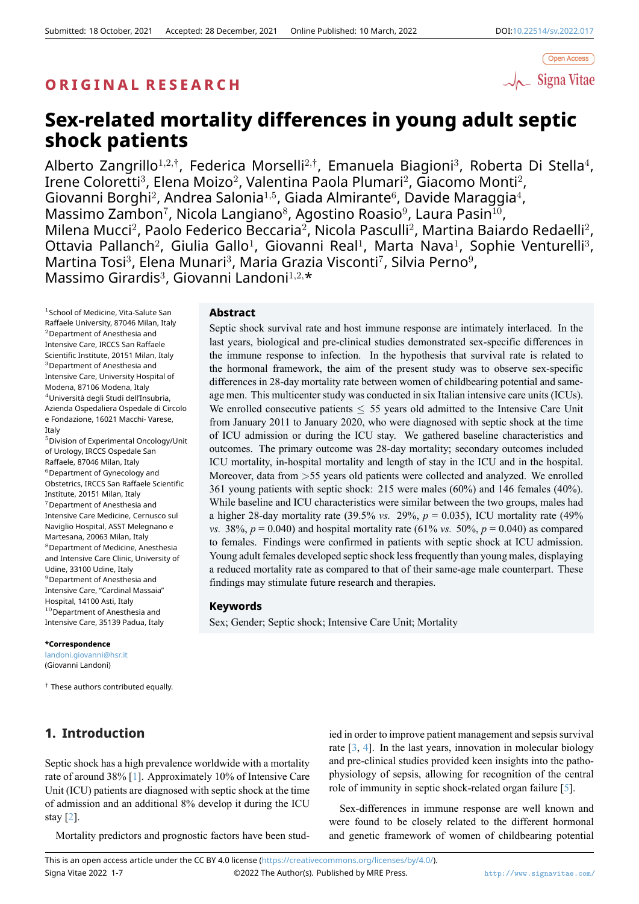Submitted: 18 October, 2021 Accepted: 28 December, 2021 Online Published: 10 March, 2022 DOI:10.22514/sv.2022.017

Open Access

**ORIGINAL RESEARCH**

# Sex-related mortality differences in young adult septic shock patients

Alberto Zangrillo[1,2,†], Federica Morselli[2,†], Emanuela Biagioni[3], Roberta Di Stella[4], Irene Coloretti[3], Elena Moizo[2], Valentina Paola Plumari[2], Giacomo Monti[2], Giovanni Borghi[2], Andrea Salonia[1,5], Giada Almirante[6], Davide Maraggia[4], Massimo Zambon[7], Nicola Langiano[8], Agostino Roasio[9], Laura Pasin[10], Milena Mucci[2], Paolo Federico Beccaria[2], Nicola Pasculli[2], Martina Baiardo Redaelli[2], Ottavia Pallanch[2], Giulia Gallo[1], Giovanni Real[1], Marta Nava[1], Sophie Venturelli[3], Martina Tosi[3], Elena Munari[3], Maria Grazia Visconti[7], Silvia Perno[9], Massimo Girardis[3], Giovanni Landoni[1,2,*]

[1]School of Medicine, Vita-Salute San Raffaele University, 87046 Milan, Italy
[2]Department of Anesthesia and Intensive Care, IRCCS San Raffaele Scientific Institute, 20151 Milan, Italy
[3]Department of Anesthesia and Intensive Care, University Hospital of Modena, 87106 Modena, Italy
[4]Università degli Studi dell'Insubria, Azienda Ospedaliera Ospedale di Circolo e Fondazione, 16021 Macchi- Varese, Italy
[5]Division of Experimental Oncology/Unit of Urology, IRCCS Ospedale San Raffaele, 87046 Milan, Italy
[6]Department of Gynecology and Obstetrics, IRCCS San Raffaele Scientific Institute, 20151 Milan, Italy
[7]Department of Anesthesia and Intensive Care Medicine, Cernusco sul Naviglio Hospital, ASST Melegnano e Martesana, 20063 Milan, Italy
[8]Department of Medicine, Anesthesia and Intensive Care Clinic, University of Udine, 33100 Udine, Italy
[9]Department of Anesthesia and Intensive Care, "Cardinal Massaia" Hospital, 14100 Asti, Italy
[10]Department of Anesthesia and Intensive Care, 35139 Padua, Italy

***Correspondence**
landoni.giovanni@hsr.it
(Giovanni Landoni)

† These authors contributed equally.

## Abstract

Septic shock survival rate and host immune response are intimately interlaced. In the last years, biological and pre-clinical studies demonstrated sex-specific differences in the immune response to infection. In the hypothesis that survival rate is related to the hormonal framework, the aim of the present study was to observe sex-specific differences in 28-day mortality rate between women of childbearing potential and same-age men. This multicenter study was conducted in six Italian intensive care units (ICUs). We enrolled consecutive patients $\leq$ 55 years old admitted to the Intensive Care Unit from January 2011 to January 2020, who were diagnosed with septic shock at the time of ICU admission or during the ICU stay. We gathered baseline characteristics and outcomes. The primary outcome was 28-day mortality; secondary outcomes included ICU mortality, in-hospital mortality and length of stay in the ICU and in the hospital. Moreover, data from >55 years old patients were collected and analyzed. We enrolled 361 young patients with septic shock: 215 were males (60%) and 146 females (40%). While baseline and ICU characteristics were similar between the two groups, males had a higher 28-day mortality rate (39.5% *vs.* 29%, $p$ = 0.035), ICU mortality rate (49% *vs.* 38%, $p$ = 0.040) and hospital mortality rate (61% *vs.* 50%, $p$ = 0.040) as compared to females. Findings were confirmed in patients with septic shock at ICU admission. Young adult females developed septic shock less frequently than young males, displaying a reduced mortality rate as compared to that of their same-age male counterpart. These findings may stimulate future research and therapies.

## Keywords

Sex; Gender; Septic shock; Intensive Care Unit; Mortality

## 1. Introduction

Septic shock has a high prevalence worldwide with a mortality rate of around 38% [1]. Approximately 10% of Intensive Care Unit (ICU) patients are diagnosed with septic shock at the time of admission and an additional 8% develop it during the ICU stay [2].

Mortality predictors and prognostic factors have been studied in order to improve patient management and sepsis survival rate [3, 4]. In the last years, innovation in molecular biology and pre-clinical studies provided keen insights into the pathophysiology of sepsis, allowing for recognition of the central role of immunity in septic shock-related organ failure [5].

Sex-differences in immune response are well known and were found to be closely related to the different hormonal and genetic framework of women of childbearing potential

This is an open access article under the CC BY 4.0 license (https://creativecommons.org/licenses/by/4.0/).
©2022 The Author(s). Published by MRE Press.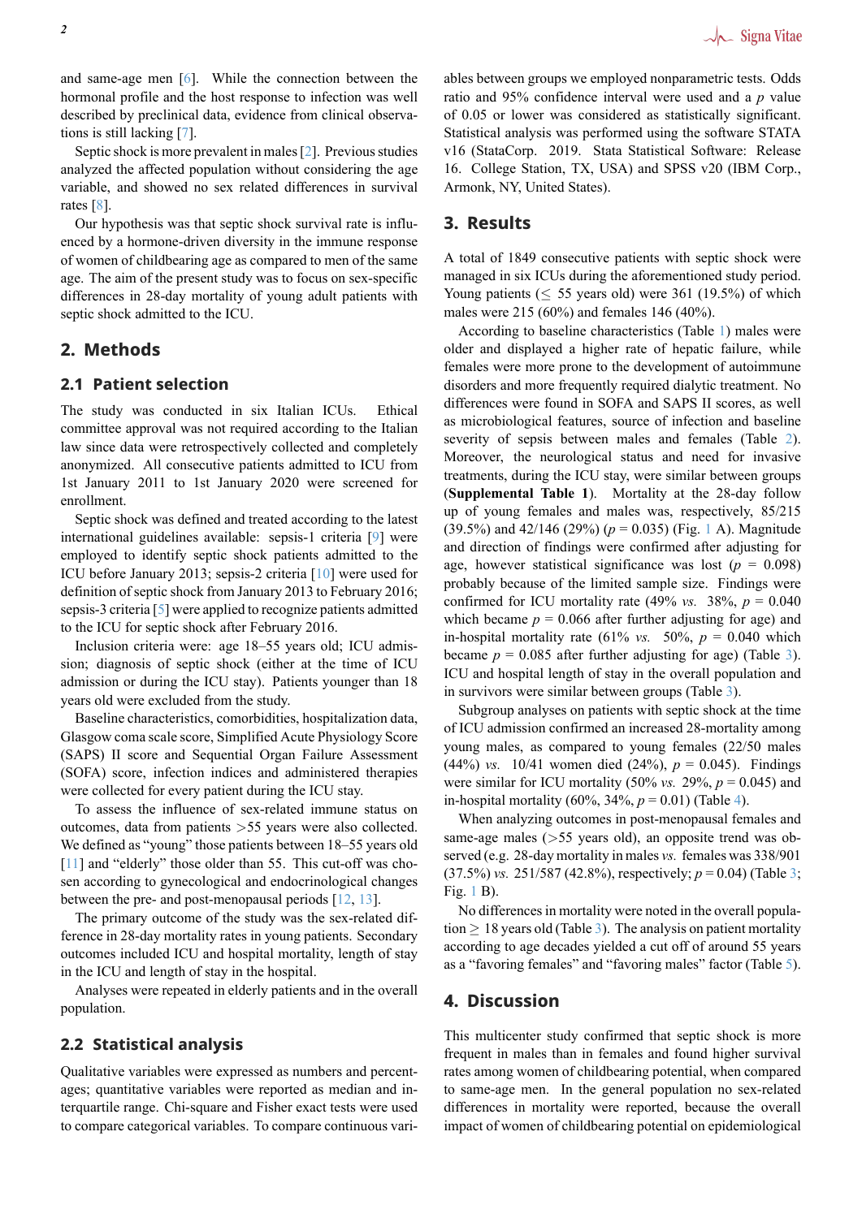and same-age men [6]. While the connection between the hormonal profile and the host response to infection was well described by preclinical data, evidence from clinical observations is still lacking [7].

Septic shock is more prevalent in males [2]. Previous studies analyzed the affected population without considering the age variable, and showed no sex related differences in survival rates [8].

Our hypothesis was that septic shock survival rate is influenced by a hormone-driven diversity in the immune response of women of childbearing age as compared to men of the same age. The aim of the present study was to focus on sex-specific differences in 28-day mortality of young adult patients with septic shock admitted to the ICU.

## 2. Methods

### 2.1 Patient selection

The study was conducted in six Italian ICUs. Ethical committee approval was not required according to the Italian law since data were retrospectively collected and completely anonymized. All consecutive patients admitted to ICU from 1st January 2011 to 1st January 2020 were screened for enrollment.

Septic shock was defined and treated according to the latest international guidelines available: sepsis-1 criteria [9] were employed to identify septic shock patients admitted to the ICU before January 2013; sepsis-2 criteria [10] were used for definition of septic shock from January 2013 to February 2016; sepsis-3 criteria [5] were applied to recognize patients admitted to the ICU for septic shock after February 2016.

Inclusion criteria were: age 18–55 years old; ICU admission; diagnosis of septic shock (either at the time of ICU admission or during the ICU stay). Patients younger than 18 years old were excluded from the study.

Baseline characteristics, comorbidities, hospitalization data, Glasgow coma scale score, Simplified Acute Physiology Score (SAPS) II score and Sequential Organ Failure Assessment (SOFA) score, infection indices and administered therapies were collected for every patient during the ICU stay.

To assess the influence of sex-related immune status on outcomes, data from patients >55 years were also collected. We defined as "young" those patients between 18–55 years old [11] and "elderly" those older than 55. This cut-off was chosen according to gynecological and endocrinological changes between the pre- and post-menopausal periods [12, 13].

The primary outcome of the study was the sex-related difference in 28-day mortality rates in young patients. Secondary outcomes included ICU and hospital mortality, length of stay in the ICU and length of stay in the hospital.

Analyses were repeated in elderly patients and in the overall population.

### 2.2 Statistical analysis

Qualitative variables were expressed as numbers and percentages; quantitative variables were reported as median and interquartile range. Chi-square and Fisher exact tests were used to compare categorical variables. To compare continuous variables between groups we employed nonparametric tests. Odds ratio and 95% confidence interval were used and a $p$ value of 0.05 or lower was considered as statistically significant. Statistical analysis was performed using the software STATA v16 (StataCorp. 2019. Stata Statistical Software: Release 16. College Station, TX, USA) and SPSS v20 (IBM Corp., Armonk, NY, United States).

## 3. Results

A total of 1849 consecutive patients with septic shock were managed in six ICUs during the aforementioned study period. Young patients ($\leq$ 55 years old) were 361 (19.5%) of which males were 215 (60%) and females 146 (40%).

According to baseline characteristics (Table 1) males were older and displayed a higher rate of hepatic failure, while females were more prone to the development of autoimmune disorders and more frequently required dialytic treatment. No differences were found in SOFA and SAPS II scores, as well as microbiological features, source of infection and baseline severity of sepsis between males and females (Table 2). Moreover, the neurological status and need for invasive treatments, during the ICU stay, were similar between groups (**Supplemental Table 1**). Mortality at the 28-day follow up of young females and males was, respectively, 85/215 (39.5%) and 42/146 (29%) ($p$ = 0.035) (Fig. 1 A). Magnitude and direction of findings were confirmed after adjusting for age, however statistical significance was lost ($p$ = 0.098) probably because of the limited sample size. Findings were confirmed for ICU mortality rate (49% *vs.* 38%, $p$ = 0.040 which became $p$ = 0.066 after further adjusting for age) and in-hospital mortality rate (61% *vs.* 50%, $p$ = 0.040 which became $p$ = 0.085 after further adjusting for age) (Table 3). ICU and hospital length of stay in the overall population and in survivors were similar between groups (Table 3).

Subgroup analyses on patients with septic shock at the time of ICU admission confirmed an increased 28-mortality among young males, as compared to young females (22/50 males (44%) *vs.* 10/41 women died (24%), $p$ = 0.045). Findings were similar for ICU mortality (50% *vs.* 29%, $p$ = 0.045) and in-hospital mortality (60%, 34%, $p$ = 0.01) (Table 4).

When analyzing outcomes in post-menopausal females and same-age males (>55 years old), an opposite trend was observed (e.g. 28-day mortality in males *vs.* females was 338/901 (37.5%) *vs.* 251/587 (42.8%), respectively; $p$ = 0.04) (Table 3; Fig. 1 B).

No differences in mortality were noted in the overall population $\geq$ 18 years old (Table 3). The analysis on patient mortality according to age decades yielded a cut off of around 55 years as a "favoring females" and "favoring males" factor (Table 5).

## 4. Discussion

This multicenter study confirmed that septic shock is more frequent in males than in females and found higher survival rates among women of childbearing potential, when compared to same-age men. In the general population no sex-related differences in mortality were reported, because the overall impact of women of childbearing potential on epidemiological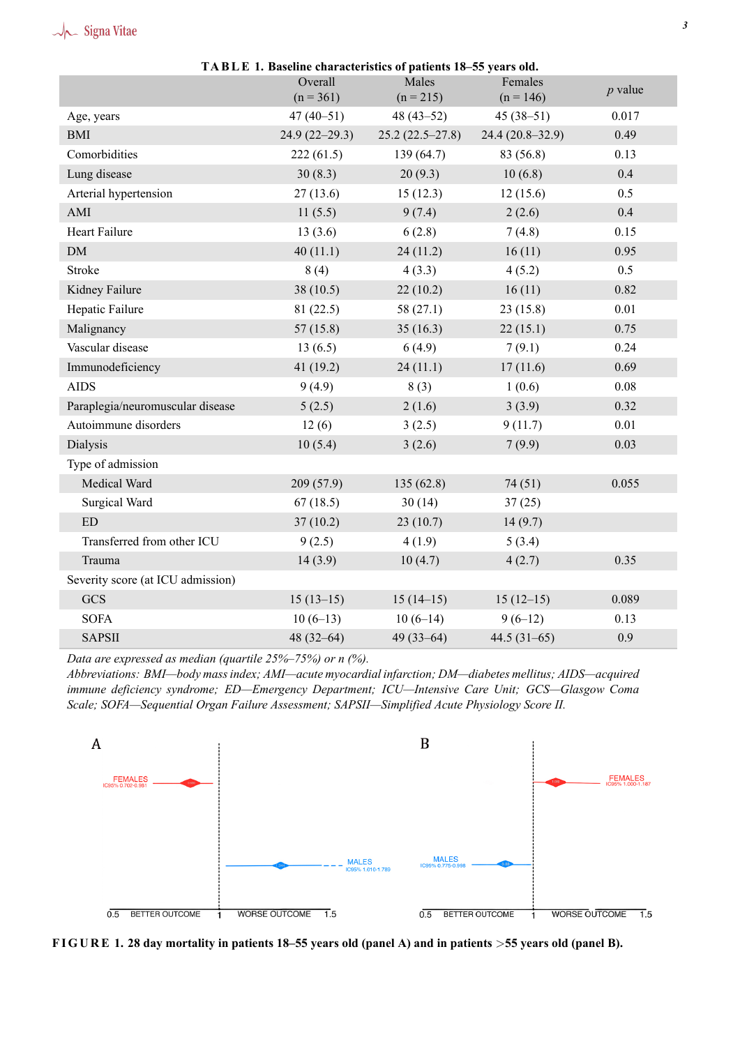**TABLE 1. Baseline characteristics of patients 18–55 years old.**

| | Overall (n = 361) | Males (n = 215) | Females (n = 146) | *p* value |
|---|---|---|---|---|
| Age, years | 47 (40–51) | 48 (43–52) | 45 (38–51) | 0.017 |
| BMI | 24.9 (22–29.3) | 25.2 (22.5–27.8) | 24.4 (20.8–32.9) | 0.49 |
| Comorbidities | 222 (61.5) | 139 (64.7) | 83 (56.8) | 0.13 |
| Lung disease | 30 (8.3) | 20 (9.3) | 10 (6.8) | 0.4 |
| Arterial hypertension | 27 (13.6) | 15 (12.3) | 12 (15.6) | 0.5 |
| AMI | 11 (5.5) | 9 (7.4) | 2 (2.6) | 0.4 |
| Heart Failure | 13 (3.6) | 6 (2.8) | 7 (4.8) | 0.15 |
| DM | 40 (11.1) | 24 (11.2) | 16 (11) | 0.95 |
| Stroke | 8 (4) | 4 (3.3) | 4 (5.2) | 0.5 |
| Kidney Failure | 38 (10.5) | 22 (10.2) | 16 (11) | 0.82 |
| Hepatic Failure | 81 (22.5) | 58 (27.1) | 23 (15.8) | 0.01 |
| Malignancy | 57 (15.8) | 35 (16.3) | 22 (15.1) | 0.75 |
| Vascular disease | 13 (6.5) | 6 (4.9) | 7 (9.1) | 0.24 |
| Immunodeficiency | 41 (19.2) | 24 (11.1) | 17 (11.6) | 0.69 |
| AIDS | 9 (4.9) | 8 (3) | 1 (0.6) | 0.08 |
| Paraplegia/neuromuscular disease | 5 (2.5) | 2 (1.6) | 3 (3.9) | 0.32 |
| Autoimmune disorders | 12 (6) | 3 (2.5) | 9 (11.7) | 0.01 |
| Dialysis | 10 (5.4) | 3 (2.6) | 7 (9.9) | 0.03 |
| Type of admission | | | | |
| Medical Ward | 209 (57.9) | 135 (62.8) | 74 (51) | 0.055 |
| Surgical Ward | 67 (18.5) | 30 (14) | 37 (25) | |
| ED | 37 (10.2) | 23 (10.7) | 14 (9.7) | |
| Transferred from other ICU | 9 (2.5) | 4 (1.9) | 5 (3.4) | |
| Trauma | 14 (3.9) | 10 (4.7) | 4 (2.7) | 0.35 |
| Severity score (at ICU admission) | | | | |
| GCS | 15 (13–15) | 15 (14–15) | 15 (12–15) | 0.089 |
| SOFA | 10 (6–13) | 10 (6–14) | 9 (6–12) | 0.13 |
| SAPSII | 48 (32–64) | 49 (33–64) | 44.5 (31–65) | 0.9 |

*Data are expressed as median (quartile 25%–75%) or n (%).*
*Abbreviations: BMI—body mass index; AMI—acute myocardial infarction; DM—diabetes mellitus; AIDS—acquired immune deficiency syndrome; ED—Emergency Department; ICU—Intensive Care Unit; GCS—Glasgow Coma Scale; SOFA—Sequential Organ Failure Assessment; SAPSII—Simplified Acute Physiology Score II.*

**FIGURE 1. 28 day mortality in patients 18–55 years old (panel A) and in patients >55 years old (panel B).**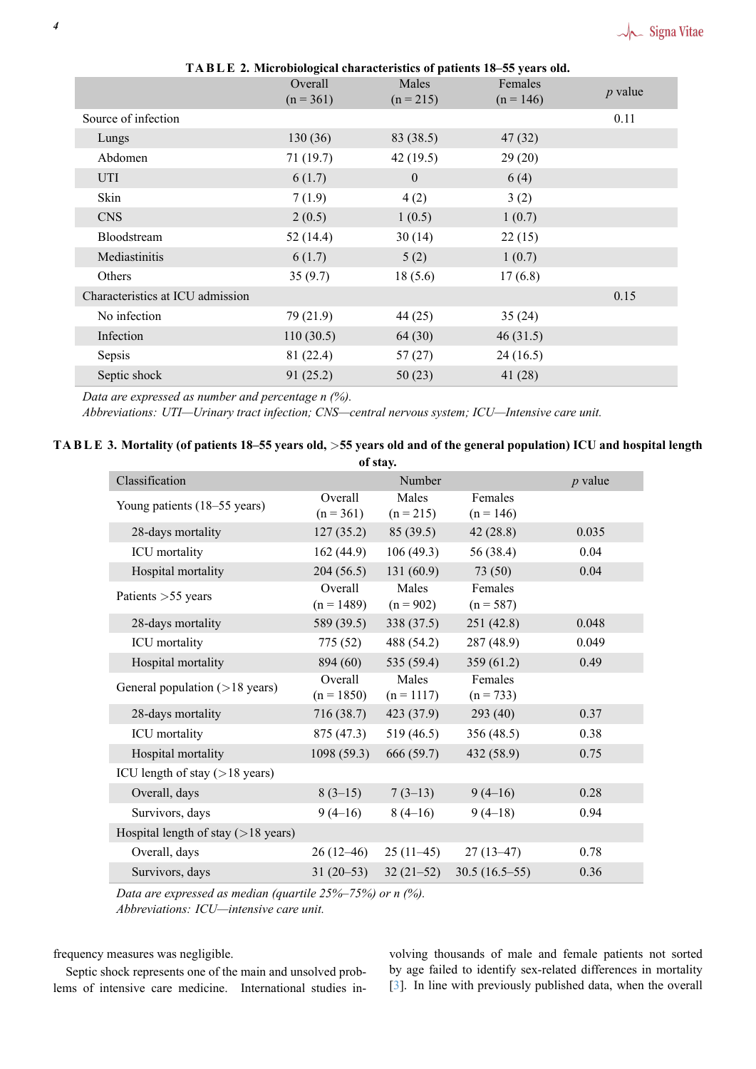**TABLE 2. Microbiological characteristics of patients 18–55 years old.**

| | Overall (n = 361) | Males (n = 215) | Females (n = 146) | $p$ value |
|---|---|---|---|---|
| Source of infection | | | | 0.11 |
| Lungs | 130 (36) | 83 (38.5) | 47 (32) | |
| Abdomen | 71 (19.7) | 42 (19.5) | 29 (20) | |
| UTI | 6 (1.7) | 0 | 6 (4) | |
| Skin | 7 (1.9) | 4 (2) | 3 (2) | |
| CNS | 2 (0.5) | 1 (0.5) | 1 (0.7) | |
| Bloodstream | 52 (14.4) | 30 (14) | 22 (15) | |
| Mediastinitis | 6 (1.7) | 5 (2) | 1 (0.7) | |
| Others | 35 (9.7) | 18 (5.6) | 17 (6.8) | |
| Characteristics at ICU admission | | | | 0.15 |
| No infection | 79 (21.9) | 44 (25) | 35 (24) | |
| Infection | 110 (30.5) | 64 (30) | 46 (31.5) | |
| Sepsis | 81 (22.4) | 57 (27) | 24 (16.5) | |
| Septic shock | 91 (25.2) | 50 (23) | 41 (28) | |

*Data are expressed as number and percentage n (%).*
*Abbreviations: UTI—Urinary tract infection; CNS—central nervous system; ICU—Intensive care unit.*

**TABLE 3. Mortality (of patients 18–55 years old, >55 years old and of the general population) ICU and hospital length of stay.**

| Classification | Number | | | $p$ value |
|---|---|---|---|---|
| Young patients (18–55 years) | Overall (n = 361) | Males (n = 215) | Females (n = 146) | |
| 28-days mortality | 127 (35.2) | 85 (39.5) | 42 (28.8) | 0.035 |
| ICU mortality | 162 (44.9) | 106 (49.3) | 56 (38.4) | 0.04 |
| Hospital mortality | 204 (56.5) | 131 (60.9) | 73 (50) | 0.04 |
| Patients >55 years | Overall (n = 1489) | Males (n = 902) | Females (n = 587) | |
| 28-days mortality | 589 (39.5) | 338 (37.5) | 251 (42.8) | 0.048 |
| ICU mortality | 775 (52) | 488 (54.2) | 287 (48.9) | 0.049 |
| Hospital mortality | 894 (60) | 535 (59.4) | 359 (61.2) | 0.49 |
| General population (>18 years) | Overall (n = 1850) | Males (n = 1117) | Females (n = 733) | |
| 28-days mortality | 716 (38.7) | 423 (37.9) | 293 (40) | 0.37 |
| ICU mortality | 875 (47.3) | 519 (46.5) | 356 (48.5) | 0.38 |
| Hospital mortality | 1098 (59.3) | 666 (59.7) | 432 (58.9) | 0.75 |
| ICU length of stay (>18 years) | | | | |
| Overall, days | 8 (3–15) | 7 (3–13) | 9 (4–16) | 0.28 |
| Survivors, days | 9 (4–16) | 8 (4–16) | 9 (4–18) | 0.94 |
| Hospital length of stay (>18 years) | | | | |
| Overall, days | 26 (12–46) | 25 (11–45) | 27 (13–47) | 0.78 |
| Survivors, days | 31 (20–53) | 32 (21–52) | 30.5 (16.5–55) | 0.36 |

*Data are expressed as median (quartile 25%–75%) or n (%).*
*Abbreviations: ICU—intensive care unit.*

frequency measures was negligible.

Septic shock represents one of the main and unsolved problems of intensive care medicine. International studies involving thousands of male and female patients not sorted by age failed to identify sex-related differences in mortality [3]. In line with previously published data, when the overall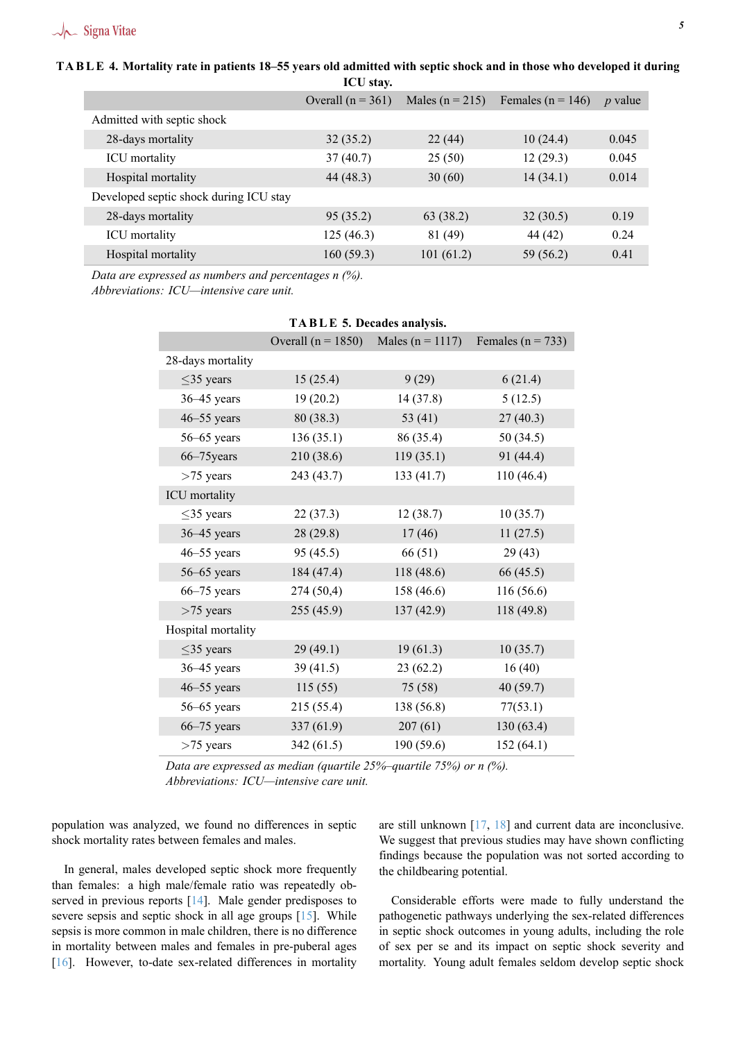**TABLE 4. Mortality rate in patients 18–55 years old admitted with septic shock and in those who developed it during ICU stay.**

| | Overall (n = 361) | Males (n = 215) | Females (n = 146) | *p* value |
|---|---|---|---|---|
| Admitted with septic shock | | | | |
| 28-days mortality | 32 (35.2) | 22 (44) | 10 (24.4) | 0.045 |
| ICU mortality | 37 (40.7) | 25 (50) | 12 (29.3) | 0.045 |
| Hospital mortality | 44 (48.3) | 30 (60) | 14 (34.1) | 0.014 |
| Developed septic shock during ICU stay | | | | |
| 28-days mortality | 95 (35.2) | 63 (38.2) | 32 (30.5) | 0.19 |
| ICU mortality | 125 (46.3) | 81 (49) | 44 (42) | 0.24 |
| Hospital mortality | 160 (59.3) | 101 (61.2) | 59 (56.2) | 0.41 |

*Data are expressed as numbers and percentages n (%).*
*Abbreviations: ICU—intensive care unit.*

**TABLE 5. Decades analysis.**

| | Overall (n = 1850) | Males (n = 1117) | Females (n = 733) |
|---|---|---|---|
| 28-days mortality | | | |
| ≤35 years | 15 (25.4) | 9 (29) | 6 (21.4) |
| 36–45 years | 19 (20.2) | 14 (37.8) | 5 (12.5) |
| 46–55 years | 80 (38.3) | 53 (41) | 27 (40.3) |
| 56–65 years | 136 (35.1) | 86 (35.4) | 50 (34.5) |
| 66–75years | 210 (38.6) | 119 (35.1) | 91 (44.4) |
| >75 years | 243 (43.7) | 133 (41.7) | 110 (46.4) |
| ICU mortality | | | |
| ≤35 years | 22 (37.3) | 12 (38.7) | 10 (35.7) |
| 36–45 years | 28 (29.8) | 17 (46) | 11 (27.5) |
| 46–55 years | 95 (45.5) | 66 (51) | 29 (43) |
| 56–65 years | 184 (47.4) | 118 (48.6) | 66 (45.5) |
| 66–75 years | 274 (50,4) | 158 (46.6) | 116 (56.6) |
| >75 years | 255 (45.9) | 137 (42.9) | 118 (49.8) |
| Hospital mortality | | | |
| ≤35 years | 29 (49.1) | 19 (61.3) | 10 (35.7) |
| 36–45 years | 39 (41.5) | 23 (62.2) | 16 (40) |
| 46–55 years | 115 (55) | 75 (58) | 40 (59.7) |
| 56–65 years | 215 (55.4) | 138 (56.8) | 77(53.1) |
| 66–75 years | 337 (61.9) | 207 (61) | 130 (63.4) |
| >75 years | 342 (61.5) | 190 (59.6) | 152 (64.1) |

*Data are expressed as median (quartile 25%–quartile 75%) or n (%).*
*Abbreviations: ICU—intensive care unit.*

population was analyzed, we found no differences in septic shock mortality rates between females and males.

In general, males developed septic shock more frequently than females: a high male/female ratio was repeatedly observed in previous reports [14]. Male gender predisposes to severe sepsis and septic shock in all age groups [15]. While sepsis is more common in male children, there is no difference in mortality between males and females in pre-puberal ages [16]. However, to-date sex-related differences in mortality are still unknown [17, 18] and current data are inconclusive. We suggest that previous studies may have shown conflicting findings because the population was not sorted according to the childbearing potential.

Considerable efforts were made to fully understand the pathogenetic pathways underlying the sex-related differences in septic shock outcomes in young adults, including the role of sex per se and its impact on septic shock severity and mortality. Young adult females seldom develop septic shock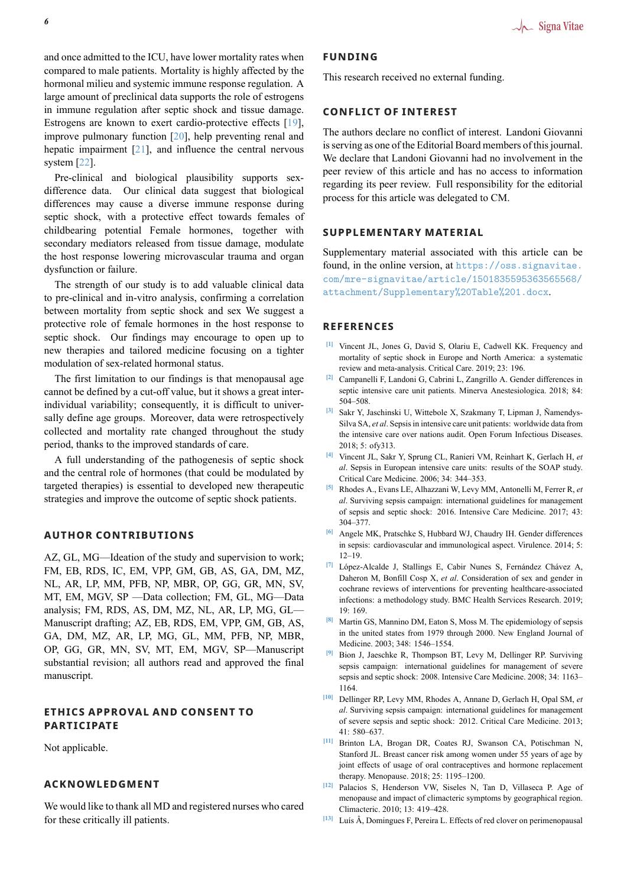and once admitted to the ICU, have lower mortality rates when compared to male patients. Mortality is highly affected by the hormonal milieu and systemic immune response regulation. A large amount of preclinical data supports the role of estrogens in immune regulation after septic shock and tissue damage. Estrogens are known to exert cardio-protective effects [19], improve pulmonary function [20], help preventing renal and hepatic impairment [21], and influence the central nervous system [22].

Pre-clinical and biological plausibility supports sex-difference data. Our clinical data suggest that biological differences may cause a diverse immune response during septic shock, with a protective effect towards females of childbearing potential Female hormones, together with secondary mediators released from tissue damage, modulate the host response lowering microvascular trauma and organ dysfunction or failure.

The strength of our study is to add valuable clinical data to pre-clinical and in-vitro analysis, confirming a correlation between mortality from septic shock and sex We suggest a protective role of female hormones in the host response to septic shock. Our findings may encourage to open up to new therapies and tailored medicine focusing on a tighter modulation of sex-related hormonal status.

The first limitation to our findings is that menopausal age cannot be defined by a cut-off value, but it shows a great inter-individual variability; consequently, it is difficult to universally define age groups. Moreover, data were retrospectively collected and mortality rate changed throughout the study period, thanks to the improved standards of care.

A full understanding of the pathogenesis of septic shock and the central role of hormones (that could be modulated by targeted therapies) is essential to developed new therapeutic strategies and improve the outcome of septic shock patients.

## AUTHOR CONTRIBUTIONS

AZ, GL, MG—Ideation of the study and supervision to work; FM, EB, RDS, IC, EM, VPP, GM, GB, AS, GA, DM, MZ, NL, AR, LP, MM, PFB, NP, MBR, OP, GG, GR, MN, SV, MT, EM, MGV, SP —Data collection; FM, GL, MG—Data analysis; FM, RDS, AS, DM, MZ, NL, AR, LP, MG, GL—Manuscript drafting; AZ, EB, RDS, EM, VPP, GM, GB, AS, GA, DM, MZ, AR, LP, MG, GL, MM, PFB, NP, MBR, OP, GG, GR, MN, SV, MT, EM, MGV, SP—Manuscript substantial revision; all authors read and approved the final manuscript.

## ETHICS APPROVAL AND CONSENT TO PARTICIPATE

Not applicable.

## ACKNOWLEDGMENT

We would like to thank all MD and registered nurses who cared for these critically ill patients.

## FUNDING

This research received no external funding.

## CONFLICT OF INTEREST

The authors declare no conflict of interest. Landoni Giovanni is serving as one of the Editorial Board members of this journal. We declare that Landoni Giovanni had no involvement in the peer review of this article and has no access to information regarding its peer review. Full responsibility for the editorial process for this article was delegated to CM.

## SUPPLEMENTARY MATERIAL

Supplementary material associated with this article can be found, in the online version, at https://oss.signavitae.com/mre-signavitae/article/1501835595363565568/attachment/Supplementary%20Table%201.docx.

## REFERENCES

[1] Vincent JL, Jones G, David S, Olariu E, Cadwell KK. Frequency and mortality of septic shock in Europe and North America: a systematic review and meta-analysis. Critical Care. 2019; 23: 196.

[2] Campanelli F, Landoni G, Cabrini L, Zangrillo A. Gender differences in septic intensive care unit patients. Minerva Anestesiologica. 2018; 84: 504–508.

[3] Sakr Y, Jaschinski U, Wittebole X, Szakmany T, Lipman J, Ñamendys-Silva SA, *et al*. Sepsis in intensive care unit patients: worldwide data from the intensive care over nations audit. Open Forum Infectious Diseases. 2018; 5: ofy313.

[4] Vincent JL, Sakr Y, Sprung CL, Ranieri VM, Reinhart K, Gerlach H, *et al*. Sepsis in European intensive care units: results of the SOAP study. Critical Care Medicine. 2006; 34: 344–353.

[5] Rhodes A., Evans LE, Alhazzani W, Levy MM, Antonelli M, Ferrer R, *et al*. Surviving sepsis campaign: international guidelines for management of sepsis and septic shock: 2016. Intensive Care Medicine. 2017; 43: 304–377.

[6] Angele MK, Pratschke S, Hubbard WJ, Chaudry IH. Gender differences in sepsis: cardiovascular and immunological aspect. Virulence. 2014; 5: 12–19.

[7] López-Alcalde J, Stallings E, Cabir Nunes S, Fernández Chávez A, Daheron M, Bonfill Cosp X, *et al*. Consideration of sex and gender in cochrane reviews of interventions for preventing healthcare-associated infections: a methodology study. BMC Health Services Research. 2019; 19: 169.

[8] Martin GS, Mannino DM, Eaton S, Moss M. The epidemiology of sepsis in the united states from 1979 through 2000. New England Journal of Medicine. 2003; 348: 1546–1554.

[9] Bion J, Jaeschke R, Thompson BT, Levy M, Dellinger RP. Surviving sepsis campaign: international guidelines for management of severe sepsis and septic shock: 2008. Intensive Care Medicine. 2008; 34: 1163–1164.

[10] Dellinger RP, Levy MM, Rhodes A, Annane D, Gerlach H, Opal SM, *et al*. Surviving sepsis campaign: international guidelines for management of severe sepsis and septic shock: 2012. Critical Care Medicine. 2013; 41: 580–637.

[11] Brinton LA, Brogan DR, Coates RJ, Swanson CA, Potischman N, Stanford JL. Breast cancer risk among women under 55 years of age by joint effects of usage of oral contraceptives and hormone replacement therapy. Menopause. 2018; 25: 1195–1200.

[12] Palacios S, Henderson VW, Siseles N, Tan D, Villaseca P. Age of menopause and impact of climacteric symptoms by geographical region. Climacteric. 2010; 13: 419–428.

[13] Luís Â, Domingues F, Pereira L. Effects of red clover on perimenopausal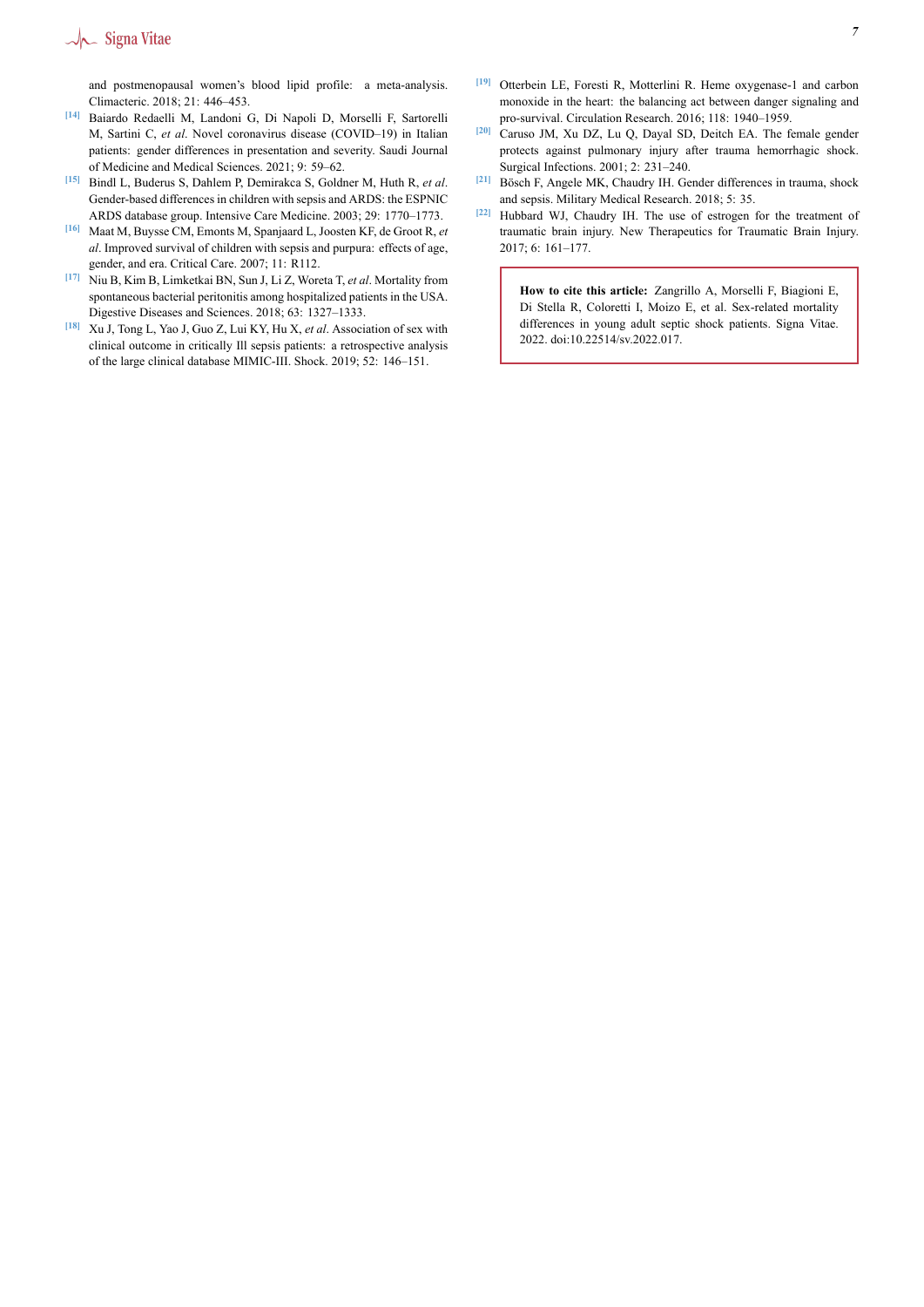and postmenopausal women's blood lipid profile: a meta-analysis. Climacteric. 2018; 21: 446–453.

[14] Baiardo Redaelli M, Landoni G, Di Napoli D, Morselli F, Sartorelli M, Sartini C, *et al*. Novel coronavirus disease (COVID–19) in Italian patients: gender differences in presentation and severity. Saudi Journal of Medicine and Medical Sciences. 2021; 9: 59–62.

[15] Bindl L, Buderus S, Dahlem P, Demirakca S, Goldner M, Huth R, *et al*. Gender-based differences in children with sepsis and ARDS: the ESPNIC ARDS database group. Intensive Care Medicine. 2003; 29: 1770–1773.

[16] Maat M, Buysse CM, Emonts M, Spanjaard L, Joosten KF, de Groot R, *et al*. Improved survival of children with sepsis and purpura: effects of age, gender, and era. Critical Care. 2007; 11: R112.

[17] Niu B, Kim B, Limketkai BN, Sun J, Li Z, Woreta T, *et al*. Mortality from spontaneous bacterial peritonitis among hospitalized patients in the USA. Digestive Diseases and Sciences. 2018; 63: 1327–1333.

[18] Xu J, Tong L, Yao J, Guo Z, Lui KY, Hu X, *et al*. Association of sex with clinical outcome in critically Ill sepsis patients: a retrospective analysis of the large clinical database MIMIC-III. Shock. 2019; 52: 146–151.

[19] Otterbein LE, Foresti R, Motterlini R. Heme oxygenase-1 and carbon monoxide in the heart: the balancing act between danger signaling and pro-survival. Circulation Research. 2016; 118: 1940–1959.

[20] Caruso JM, Xu DZ, Lu Q, Dayal SD, Deitch EA. The female gender protects against pulmonary injury after trauma hemorrhagic shock. Surgical Infections. 2001; 2: 231–240.

[21] Bösch F, Angele MK, Chaudry IH. Gender differences in trauma, shock and sepsis. Military Medical Research. 2018; 5: 35.

[22] Hubbard WJ, Chaudry IH. The use of estrogen for the treatment of traumatic brain injury. New Therapeutics for Traumatic Brain Injury. 2017; 6: 161–177.

**How to cite this article:** Zangrillo A, Morselli F, Biagioni E, Di Stella R, Coloretti I, Moizo E, et al. Sex-related mortality differences in young adult septic shock patients. Signa Vitae. 2022. doi:10.22514/sv.2022.017.